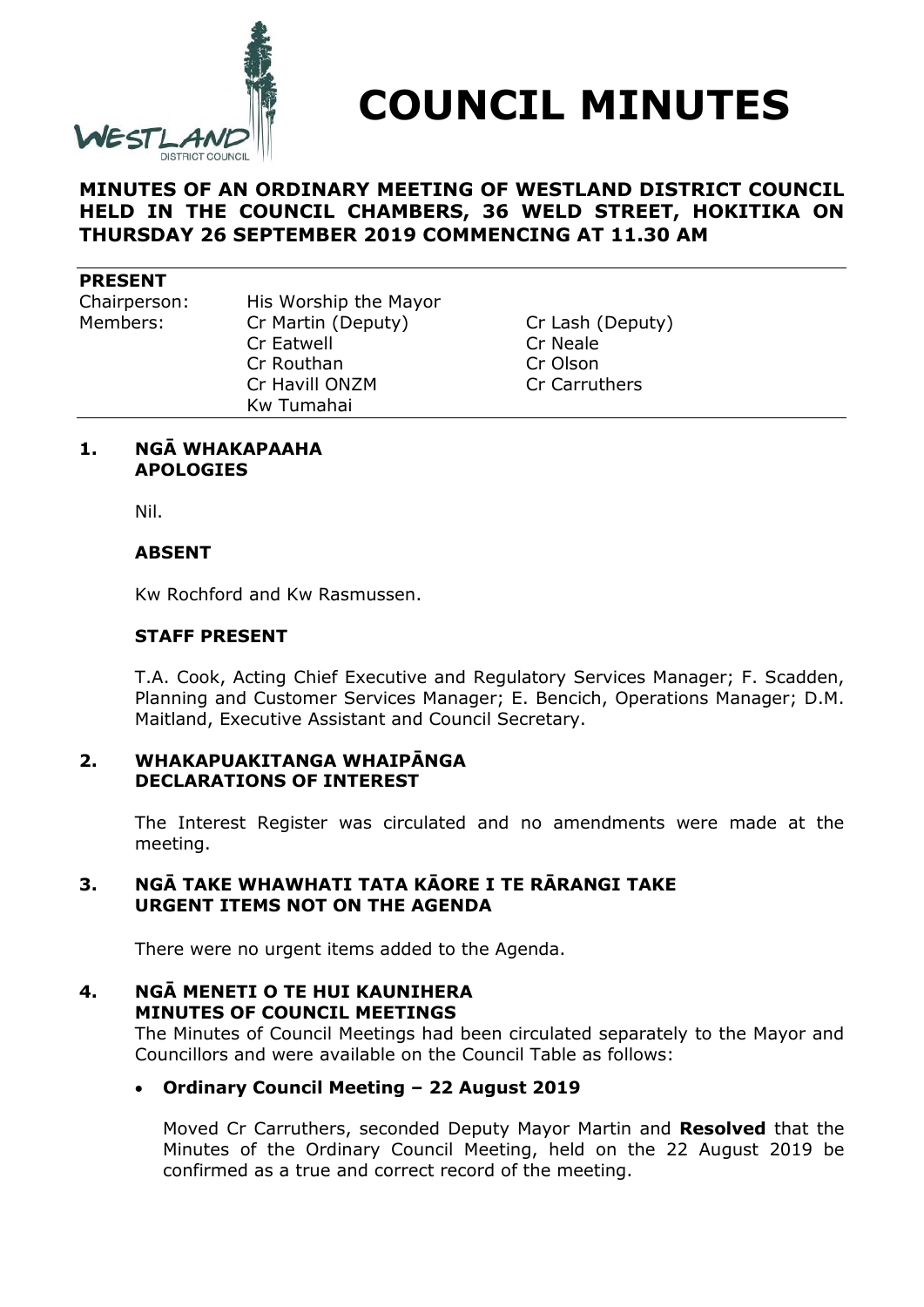# COUNCIL MINUTES

**MINUTES OF AN ORDINARY MEETING OF WESTLAND DISTRICT COUNCIL HELD IN THE COUNCIL CHAMBERS, 36 WELD STREET, HOKITIKA ON THURSDAY 26 SEPTEMBER 2019 COMMENCING AT 11.30 AM**

**PRESENT**

| | | |
|---|---|---|
| Chairperson: | His Worship the Mayor | |
| Members: | Cr Martin (Deputy) | Cr Lash (Deputy) |
| | Cr Eatwell | Cr Neale |
| | Cr Routhan | Cr Olson |
| | Cr Havill ONZM | Cr Carruthers |
| | Kw Tumahai | |

## 1. NGĀ WHAKAPAAHA APOLOGIES

Nil.

### ABSENT

Kw Rochford and Kw Rasmussen.

### STAFF PRESENT

T.A. Cook, Acting Chief Executive and Regulatory Services Manager; F. Scadden, Planning and Customer Services Manager; E. Bencich, Operations Manager; D.M. Maitland, Executive Assistant and Council Secretary.

## 2. WHAKAPUAKITANGA WHAIPĀNGA DECLARATIONS OF INTEREST

The Interest Register was circulated and no amendments were made at the meeting.

## 3. NGĀ TAKE WHAWHATI TATA KĀORE I TE RĀRANGI TAKE URGENT ITEMS NOT ON THE AGENDA

There were no urgent items added to the Agenda.

## 4. NGĀ MENETI O TE HUI KAUNIHERA MINUTES OF COUNCIL MEETINGS

The Minutes of Council Meetings had been circulated separately to the Mayor and Councillors and were available on the Council Table as follows:

- **Ordinary Council Meeting – 22 August 2019**

Moved Cr Carruthers, seconded Deputy Mayor Martin and **Resolved** that the Minutes of the Ordinary Council Meeting, held on the 22 August 2019 be confirmed as a true and correct record of the meeting.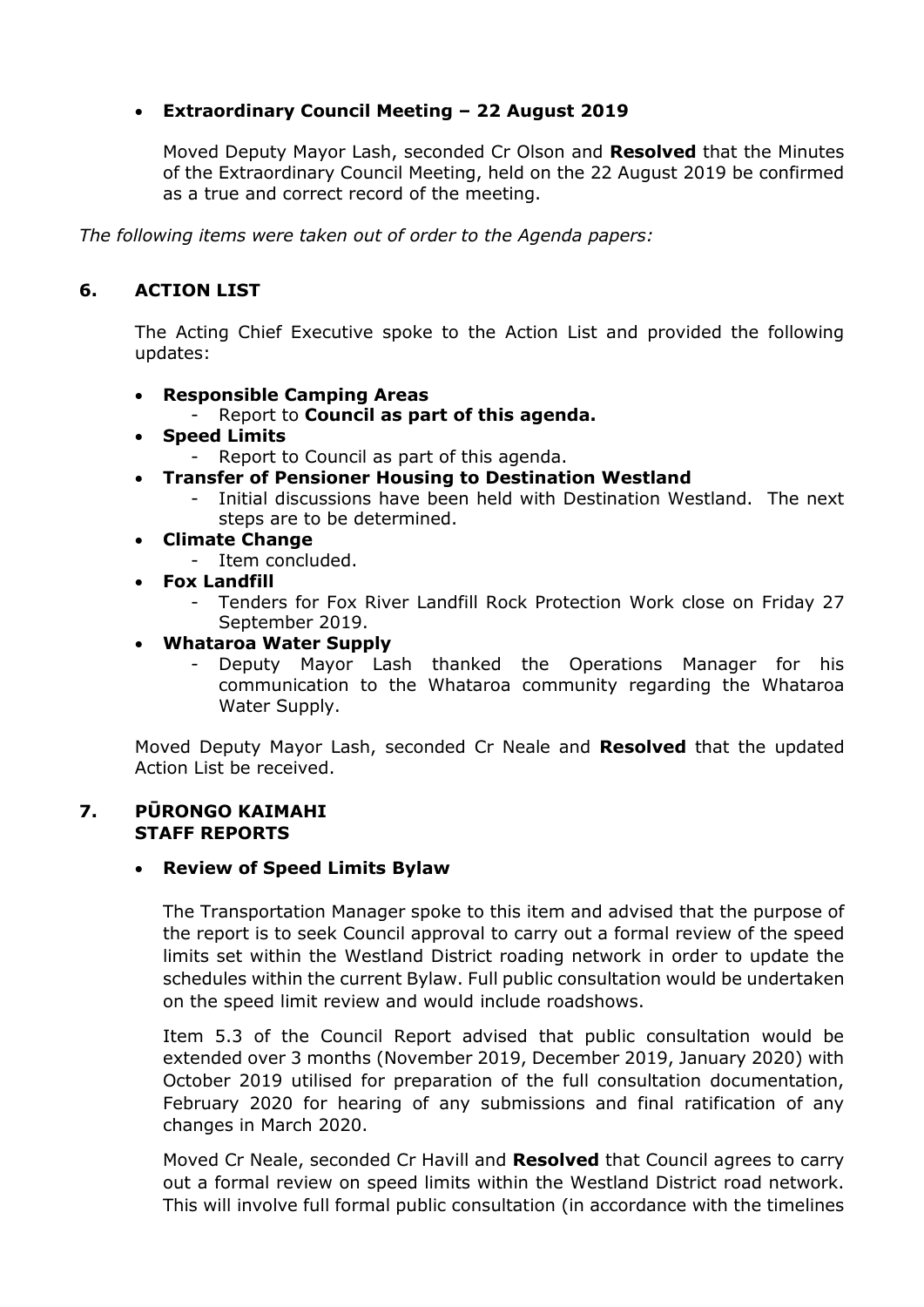- **Extraordinary Council Meeting – 22 August 2019**

  Moved Deputy Mayor Lash, seconded Cr Olson and **Resolved** that the Minutes of the Extraordinary Council Meeting, held on the 22 August 2019 be confirmed as a true and correct record of the meeting.

*The following items were taken out of order to the Agenda papers:*

## 6. ACTION LIST

The Acting Chief Executive spoke to the Action List and provided the following updates:

- **Responsible Camping Areas**
  - Report to **Council as part of this agenda.**
- **Speed Limits**
  - Report to Council as part of this agenda.
- **Transfer of Pensioner Housing to Destination Westland**
  - Initial discussions have been held with Destination Westland. The next steps are to be determined.
- **Climate Change**
  - Item concluded.
- **Fox Landfill**
  - Tenders for Fox River Landfill Rock Protection Work close on Friday 27 September 2019.
- **Whataroa Water Supply**
  - Deputy Mayor Lash thanked the Operations Manager for his communication to the Whataroa community regarding the Whataroa Water Supply.

Moved Deputy Mayor Lash, seconded Cr Neale and **Resolved** that the updated Action List be received.

## 7. PŪRONGO KAIMAHI STAFF REPORTS

- **Review of Speed Limits Bylaw**

  The Transportation Manager spoke to this item and advised that the purpose of the report is to seek Council approval to carry out a formal review of the speed limits set within the Westland District roading network in order to update the schedules within the current Bylaw. Full public consultation would be undertaken on the speed limit review and would include roadshows.

  Item 5.3 of the Council Report advised that public consultation would be extended over 3 months (November 2019, December 2019, January 2020) with October 2019 utilised for preparation of the full consultation documentation, February 2020 for hearing of any submissions and final ratification of any changes in March 2020.

  Moved Cr Neale, seconded Cr Havill and **Resolved** that Council agrees to carry out a formal review on speed limits within the Westland District road network. This will involve full formal public consultation (in accordance with the timelines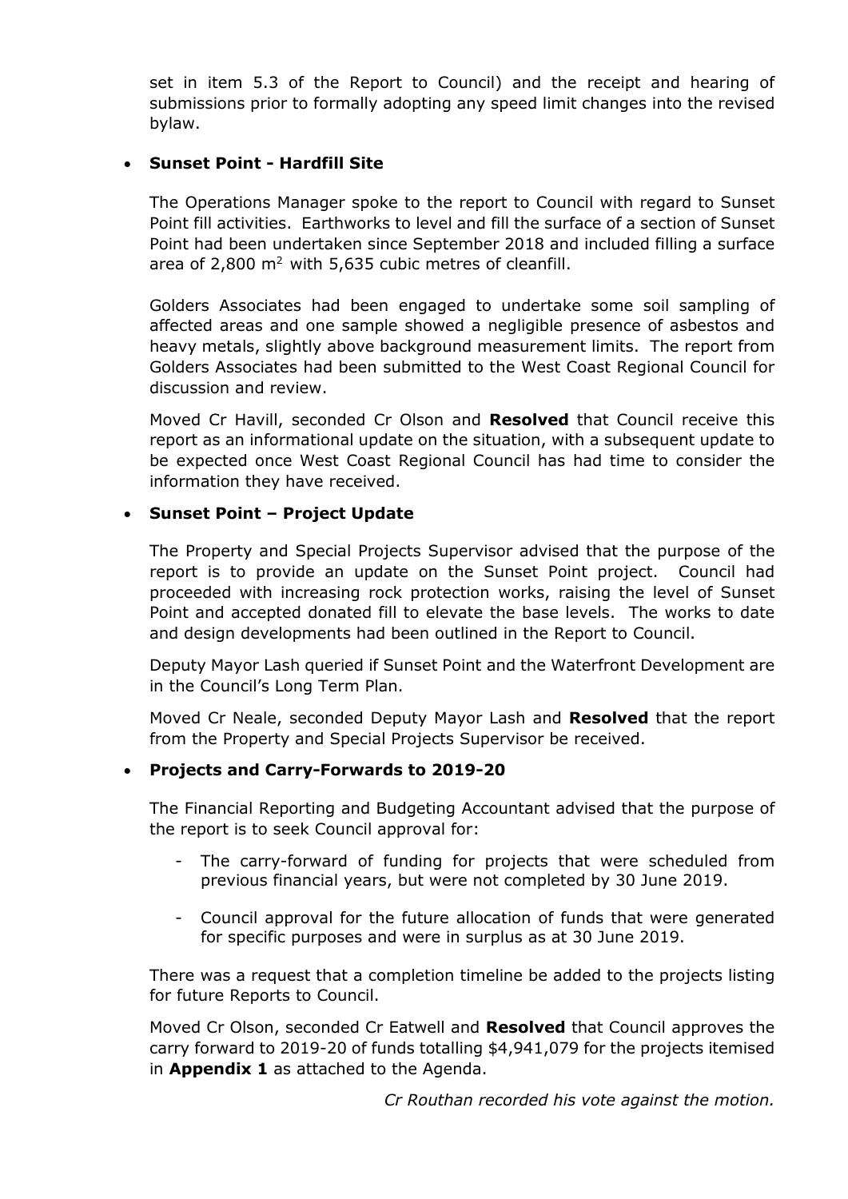set in item 5.3 of the Report to Council) and the receipt and hearing of submissions prior to formally adopting any speed limit changes into the revised bylaw.

- **Sunset Point - Hardfill Site**

  The Operations Manager spoke to the report to Council with regard to Sunset Point fill activities. Earthworks to level and fill the surface of a section of Sunset Point had been undertaken since September 2018 and included filling a surface area of 2,800 $m^2$ with 5,635 cubic metres of cleanfill.

  Golders Associates had been engaged to undertake some soil sampling of affected areas and one sample showed a negligible presence of asbestos and heavy metals, slightly above background measurement limits. The report from Golders Associates had been submitted to the West Coast Regional Council for discussion and review.

  Moved Cr Havill, seconded Cr Olson and **Resolved** that Council receive this report as an informational update on the situation, with a subsequent update to be expected once West Coast Regional Council has had time to consider the information they have received.

- **Sunset Point – Project Update**

  The Property and Special Projects Supervisor advised that the purpose of the report is to provide an update on the Sunset Point project. Council had proceeded with increasing rock protection works, raising the level of Sunset Point and accepted donated fill to elevate the base levels. The works to date and design developments had been outlined in the Report to Council.

  Deputy Mayor Lash queried if Sunset Point and the Waterfront Development are in the Council's Long Term Plan.

  Moved Cr Neale, seconded Deputy Mayor Lash and **Resolved** that the report from the Property and Special Projects Supervisor be received.

- **Projects and Carry-Forwards to 2019-20**

  The Financial Reporting and Budgeting Accountant advised that the purpose of the report is to seek Council approval for:

  - The carry-forward of funding for projects that were scheduled from previous financial years, but were not completed by 30 June 2019.
  - Council approval for the future allocation of funds that were generated for specific purposes and were in surplus as at 30 June 2019.

  There was a request that a completion timeline be added to the projects listing for future Reports to Council.

  Moved Cr Olson, seconded Cr Eatwell and **Resolved** that Council approves the carry forward to 2019-20 of funds totalling $4,941,079 for the projects itemised in **Appendix 1** as attached to the Agenda.

  *Cr Routhan recorded his vote against the motion.*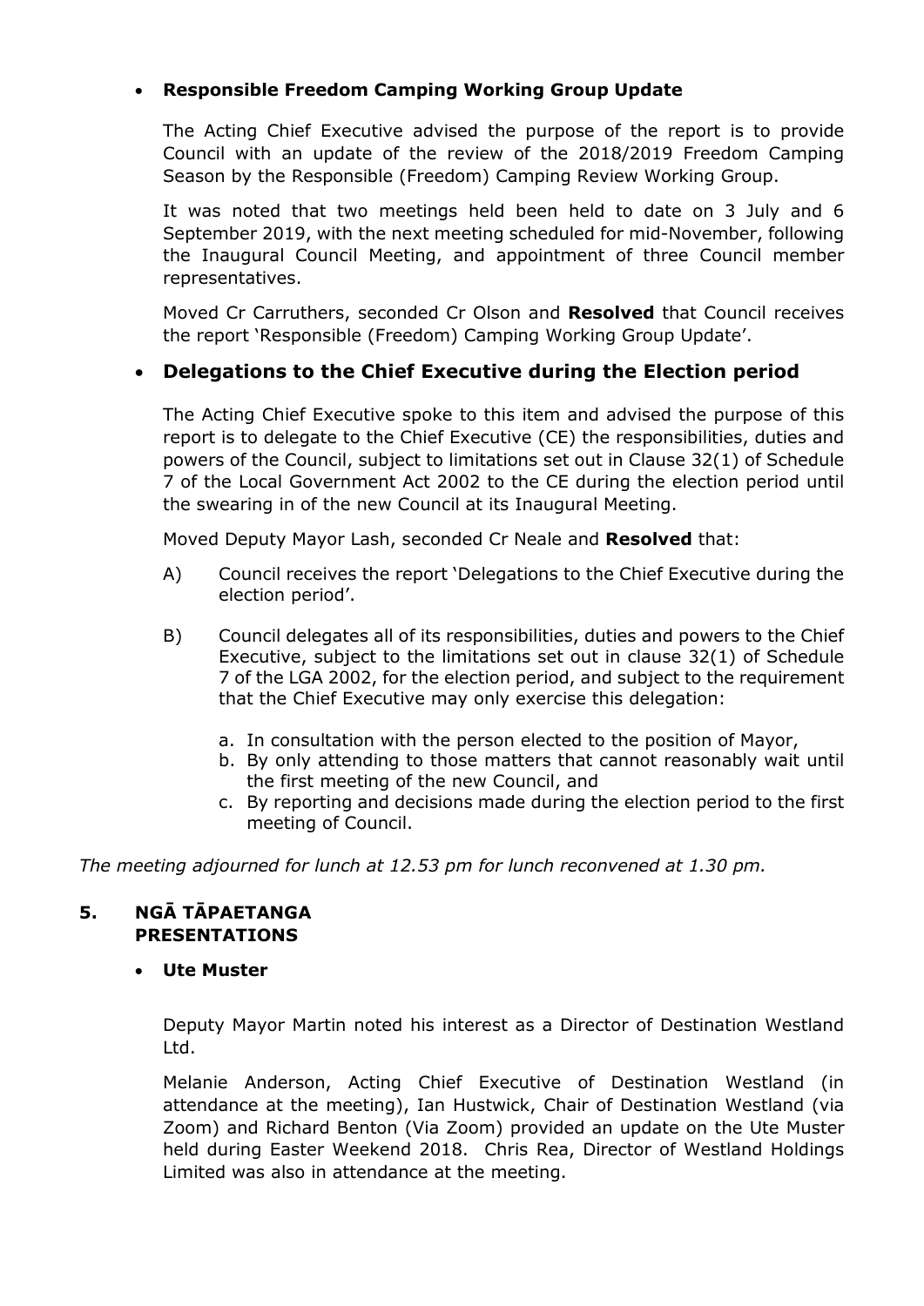- **Responsible Freedom Camping Working Group Update**

  The Acting Chief Executive advised the purpose of the report is to provide Council with an update of the review of the 2018/2019 Freedom Camping Season by the Responsible (Freedom) Camping Review Working Group.

  It was noted that two meetings held been held to date on 3 July and 6 September 2019, with the next meeting scheduled for mid-November, following the Inaugural Council Meeting, and appointment of three Council member representatives.

  Moved Cr Carruthers, seconded Cr Olson and **Resolved** that Council receives the report 'Responsible (Freedom) Camping Working Group Update'.

- **Delegations to the Chief Executive during the Election period**

  The Acting Chief Executive spoke to this item and advised the purpose of this report is to delegate to the Chief Executive (CE) the responsibilities, duties and powers of the Council, subject to limitations set out in Clause 32(1) of Schedule 7 of the Local Government Act 2002 to the CE during the election period until the swearing in of the new Council at its Inaugural Meeting.

  Moved Deputy Mayor Lash, seconded Cr Neale and **Resolved** that:

  A) Council receives the report 'Delegations to the Chief Executive during the election period'.

  B) Council delegates all of its responsibilities, duties and powers to the Chief Executive, subject to the limitations set out in clause 32(1) of Schedule 7 of the LGA 2002, for the election period, and subject to the requirement that the Chief Executive may only exercise this delegation:

     a. In consultation with the person elected to the position of Mayor,
     b. By only attending to those matters that cannot reasonably wait until the first meeting of the new Council, and
     c. By reporting and decisions made during the election period to the first meeting of Council.

*The meeting adjourned for lunch at 12.53 pm for lunch reconvened at 1.30 pm.*

## 5. NGĀ TĀPAETANGA PRESENTATIONS

- **Ute Muster**

  Deputy Mayor Martin noted his interest as a Director of Destination Westland Ltd.

  Melanie Anderson, Acting Chief Executive of Destination Westland (in attendance at the meeting), Ian Hustwick, Chair of Destination Westland (via Zoom) and Richard Benton (Via Zoom) provided an update on the Ute Muster held during Easter Weekend 2018. Chris Rea, Director of Westland Holdings Limited was also in attendance at the meeting.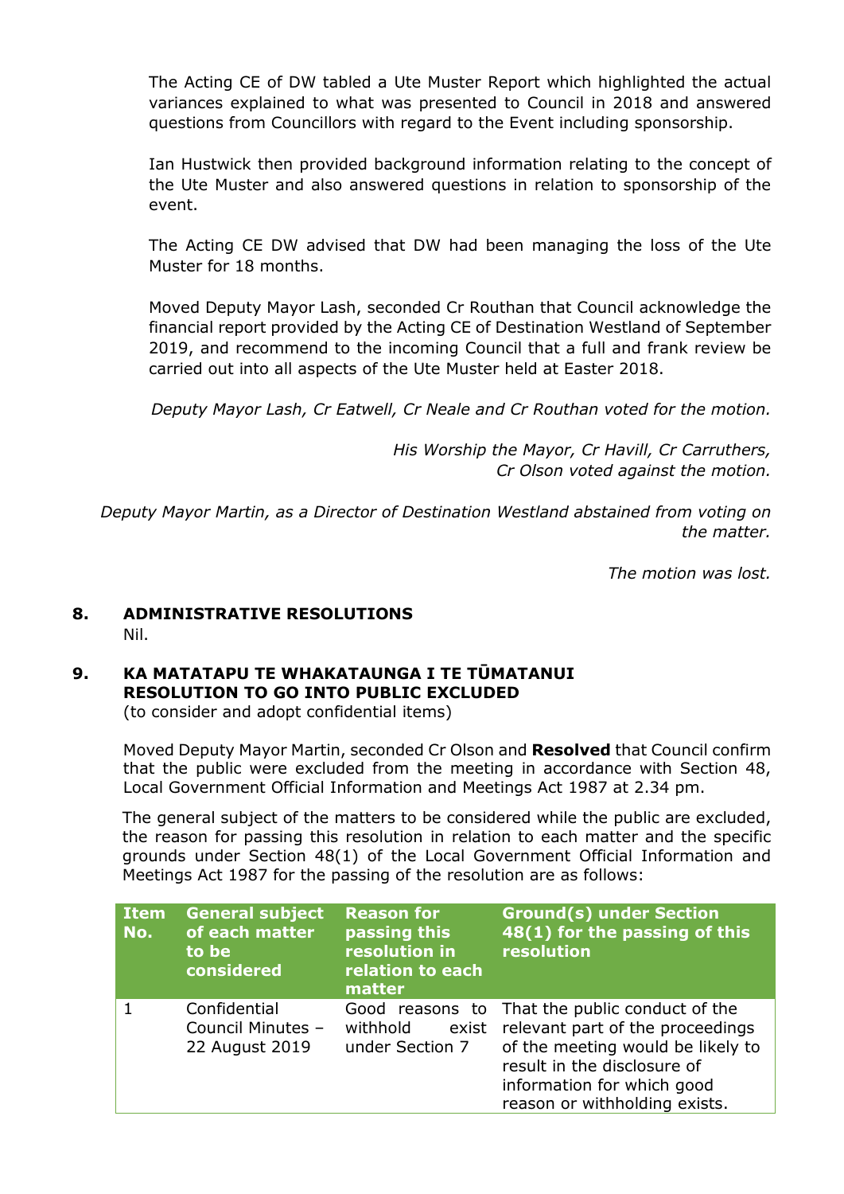The Acting CE of DW tabled a Ute Muster Report which highlighted the actual variances explained to what was presented to Council in 2018 and answered questions from Councillors with regard to the Event including sponsorship.

Ian Hustwick then provided background information relating to the concept of the Ute Muster and also answered questions in relation to sponsorship of the event.

The Acting CE DW advised that DW had been managing the loss of the Ute Muster for 18 months.

Moved Deputy Mayor Lash, seconded Cr Routhan that Council acknowledge the financial report provided by the Acting CE of Destination Westland of September 2019, and recommend to the incoming Council that a full and frank review be carried out into all aspects of the Ute Muster held at Easter 2018.

*Deputy Mayor Lash, Cr Eatwell, Cr Neale and Cr Routhan voted for the motion.*

*His Worship the Mayor, Cr Havill, Cr Carruthers, Cr Olson voted against the motion.*

*Deputy Mayor Martin, as a Director of Destination Westland abstained from voting on the matter.*

*The motion was lost.*

## 8. ADMINISTRATIVE RESOLUTIONS

Nil.

## 9. KA MATATAPU TE WHAKATAUNGA I TE TŪMATANUI RESOLUTION TO GO INTO PUBLIC EXCLUDED

(to consider and adopt confidential items)

Moved Deputy Mayor Martin, seconded Cr Olson and **Resolved** that Council confirm that the public were excluded from the meeting in accordance with Section 48, Local Government Official Information and Meetings Act 1987 at 2.34 pm.

The general subject of the matters to be considered while the public are excluded, the reason for passing this resolution in relation to each matter and the specific grounds under Section 48(1) of the Local Government Official Information and Meetings Act 1987 for the passing of the resolution are as follows:

| Item No. | General subject of each matter to be considered | Reason for passing this resolution in relation to each matter | Ground(s) under Section 48(1) for the passing of this resolution |
|---|---|---|---|
| 1 | Confidential Council Minutes – 22 August 2019 | Good reasons to withhold exist under Section 7 | That the public conduct of the relevant part of the proceedings of the meeting would be likely to result in the disclosure of information for which good reason or withholding exists. |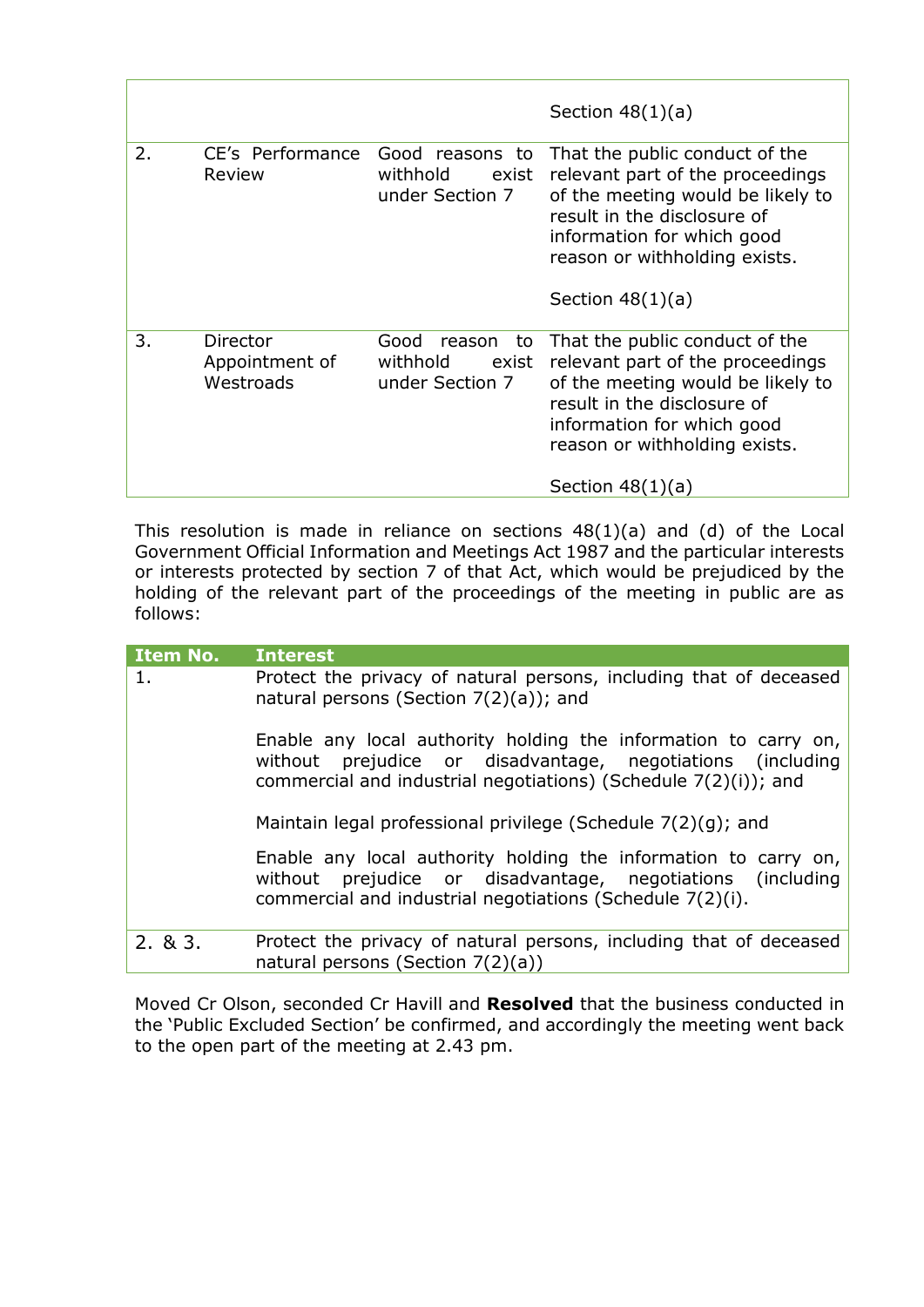| | | | |
|---|---|---|---|
| | | | Section 48(1)(a) |
| 2. | CE's Performance Review | Good reasons to withhold exist under Section 7 | That the public conduct of the relevant part of the proceedings of the meeting would be likely to result in the disclosure of information for which good reason or withholding exists.<br><br>Section 48(1)(a) |
| 3. | Director Appointment of Westroads | Good reason to withhold exist under Section 7 | That the public conduct of the relevant part of the proceedings of the meeting would be likely to result in the disclosure of information for which good reason or withholding exists.<br><br>Section 48(1)(a) |

This resolution is made in reliance on sections 48(1)(a) and (d) of the Local Government Official Information and Meetings Act 1987 and the particular interests or interests protected by section 7 of that Act, which would be prejudiced by the holding of the relevant part of the proceedings of the meeting in public are as follows:

| Item No. | Interest |
|---|---|
| 1. | Protect the privacy of natural persons, including that of deceased natural persons (Section 7(2)(a)); and<br><br>Enable any local authority holding the information to carry on, without prejudice or disadvantage, negotiations (including commercial and industrial negotiations) (Schedule 7(2)(i)); and<br><br>Maintain legal professional privilege (Schedule 7(2)(g); and<br><br>Enable any local authority holding the information to carry on, without prejudice or disadvantage, negotiations (including commercial and industrial negotiations (Schedule 7(2)(i). |
| 2. & 3. | Protect the privacy of natural persons, including that of deceased natural persons (Section 7(2)(a)) |

Moved Cr Olson, seconded Cr Havill and **Resolved** that the business conducted in the 'Public Excluded Section' be confirmed, and accordingly the meeting went back to the open part of the meeting at 2.43 pm.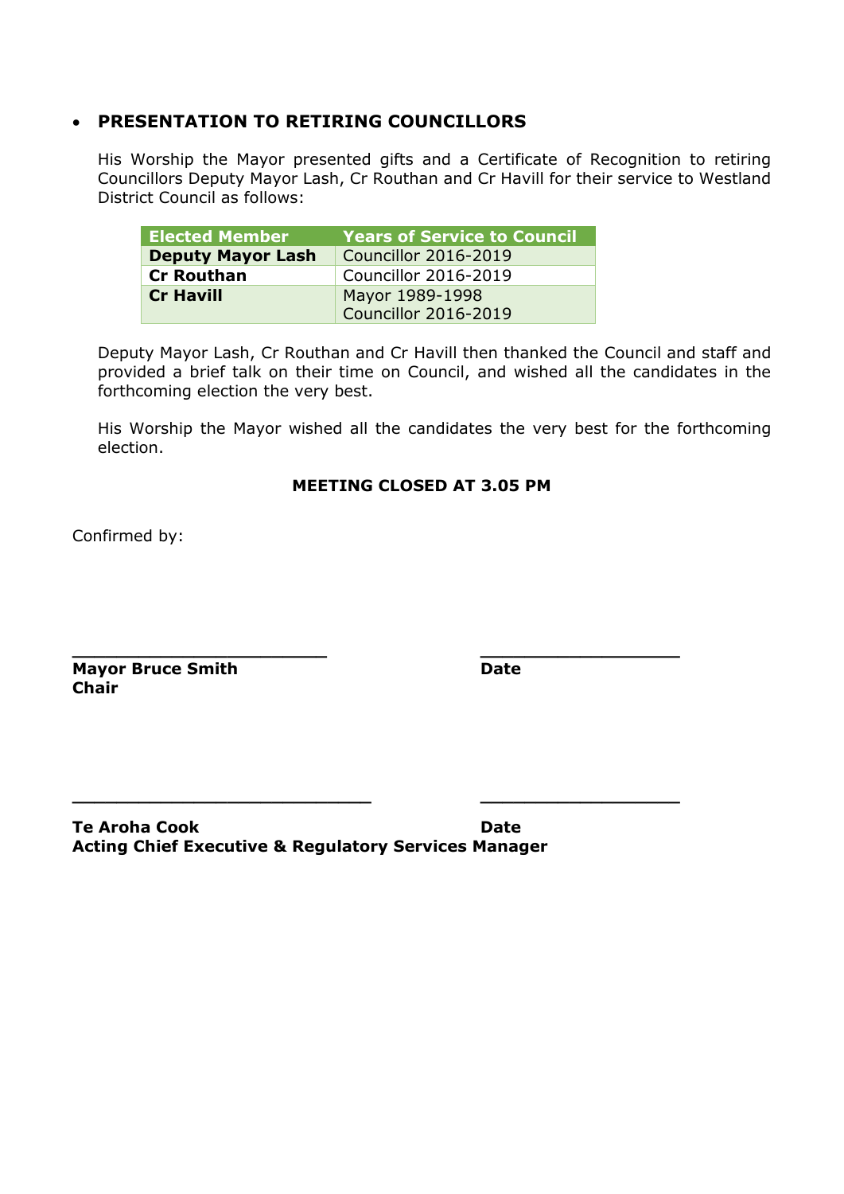- **PRESENTATION TO RETIRING COUNCILLORS**

  His Worship the Mayor presented gifts and a Certificate of Recognition to retiring Councillors Deputy Mayor Lash, Cr Routhan and Cr Havill for their service to Westland District Council as follows:

| Elected Member | Years of Service to Council |
|---|---|
| **Deputy Mayor Lash** | Councillor 2016-2019 |
| **Cr Routhan** | Councillor 2016-2019 |
| **Cr Havill** | Mayor 1989-1998<br>Councillor 2016-2019 |

  Deputy Mayor Lash, Cr Routhan and Cr Havill then thanked the Council and staff and provided a brief talk on their time on Council, and wished all the candidates in the forthcoming election the very best.

  His Worship the Mayor wished all the candidates the very best for the forthcoming election.

**MEETING CLOSED AT 3.05 PM**

Confirmed by:

\_\_\_\_\_\_\_\_\_\_\_\_\_\_\_\_\_\_\_\_\_\_\_\_\_\_ \_\_\_\_\_\_\_\_\_\_\_\_\_\_\_\_\_\_\_\_

**Mayor Bruce Smith** **Date**
**Chair**

\_\_\_\_\_\_\_\_\_\_\_\_\_\_\_\_\_\_\_\_\_\_\_\_\_\_\_\_\_\_ \_\_\_\_\_\_\_\_\_\_\_\_\_\_\_\_\_\_\_\_

**Te Aroha Cook** **Date**
**Acting Chief Executive & Regulatory Services Manager**